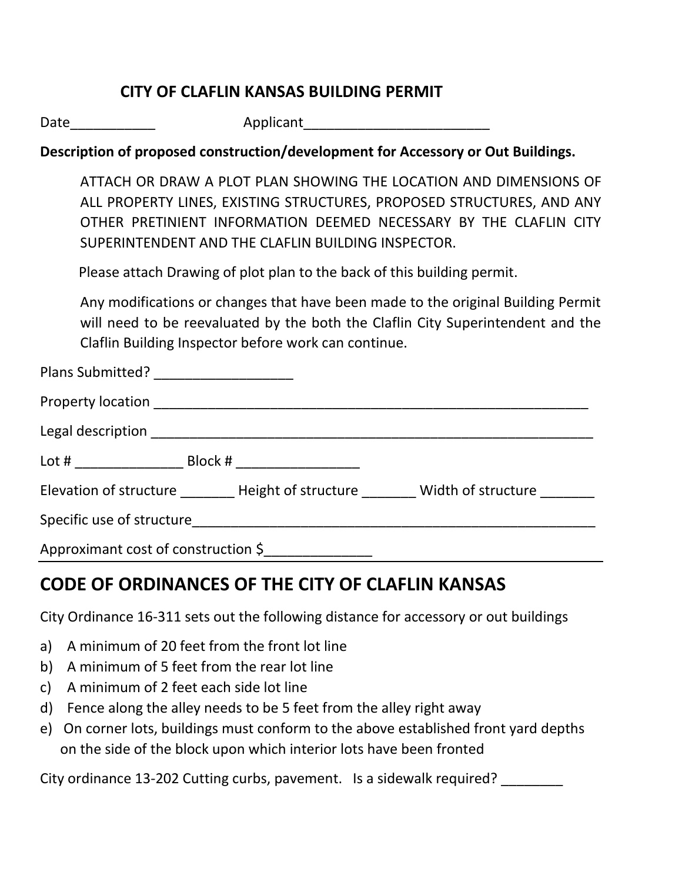# CITY OF CLAFLIN KANSAS BUILDING PERMIT

Date___________ Applicant________________________

**Description of proposed construction/development for Accessory or Out Buildings.**

ATTACH OR DRAW A PLOT PLAN SHOWING THE LOCATION AND DIMENSIONS OF ALL PROPERTY LINES, EXISTING STRUCTURES, PROPOSED STRUCTURES, AND ANY OTHER PRETINIENT INFORMATION DEEMED NECESSARY BY THE CLAFLIN CITY SUPERINTENDENT AND THE CLAFLIN BUILDING INSPECTOR.

Please attach Drawing of plot plan to the back of this building permit.

Any modifications or changes that have been made to the original Building Permit will need to be reevaluated by the both the Claflin City Superintendent and the Claflin Building Inspector before work can continue.

Plans Submitted? __________________

Property location ____________________________________________________________

Legal description _____________________________________________________________

Lot # ______________ Block # ________________

Elevation of structure _______ Height of structure _______ Width of structure _______

Specific use of structure_______________________________________________________

Approximant cost of construction $______________

## CODE OF ORDINANCES OF THE CITY OF CLAFLIN KANSAS

City Ordinance 16-311 sets out the following distance for accessory or out buildings

a) A minimum of 20 feet from the front lot line
b) A minimum of 5 feet from the rear lot line
c) A minimum of 2 feet each side lot line
d) Fence along the alley needs to be 5 feet from the alley right away
e) On corner lots, buildings must conform to the above established front yard depths on the side of the block upon which interior lots have been fronted

City ordinance 13-202 Cutting curbs, pavement. Is a sidewalk required? ________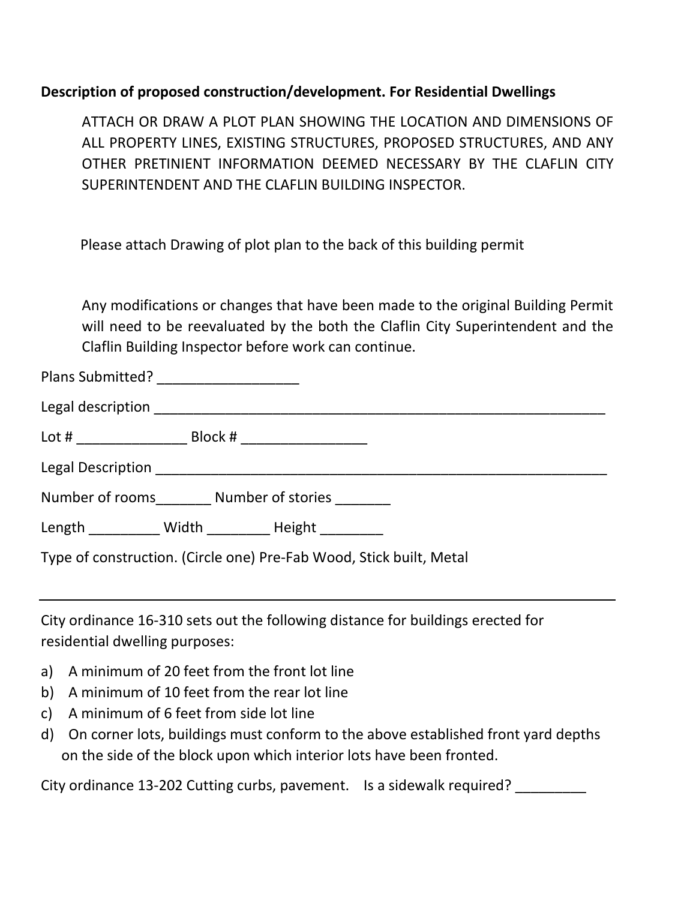**Description of proposed construction/development. For Residential Dwellings**

ATTACH OR DRAW A PLOT PLAN SHOWING THE LOCATION AND DIMENSIONS OF ALL PROPERTY LINES, EXISTING STRUCTURES, PROPOSED STRUCTURES, AND ANY OTHER PRETINIENT INFORMATION DEEMED NECESSARY BY THE CLAFLIN CITY SUPERINTENDENT AND THE CLAFLIN BUILDING INSPECTOR.

Please attach Drawing of plot plan to the back of this building permit

Any modifications or changes that have been made to the original Building Permit will need to be reevaluated by the both the Claflin City Superintendent and the Claflin Building Inspector before work can continue.

Plans Submitted? __________________

Legal description ______________________________________________________________

Lot # ______________ Block # ________________

Legal Description ______________________________________________________________

Number of rooms_______ Number of stories _______

Length _________ Width ________ Height ________

Type of construction. (Circle one) Pre-Fab Wood, Stick built, Metal

---

City ordinance 16-310 sets out the following distance for buildings erected for residential dwelling purposes:

a) A minimum of 20 feet from the front lot line
b) A minimum of 10 feet from the rear lot line
c) A minimum of 6 feet from side lot line
d) On corner lots, buildings must conform to the above established front yard depths on the side of the block upon which interior lots have been fronted.

City ordinance 13-202 Cutting curbs, pavement. Is a sidewalk required? _________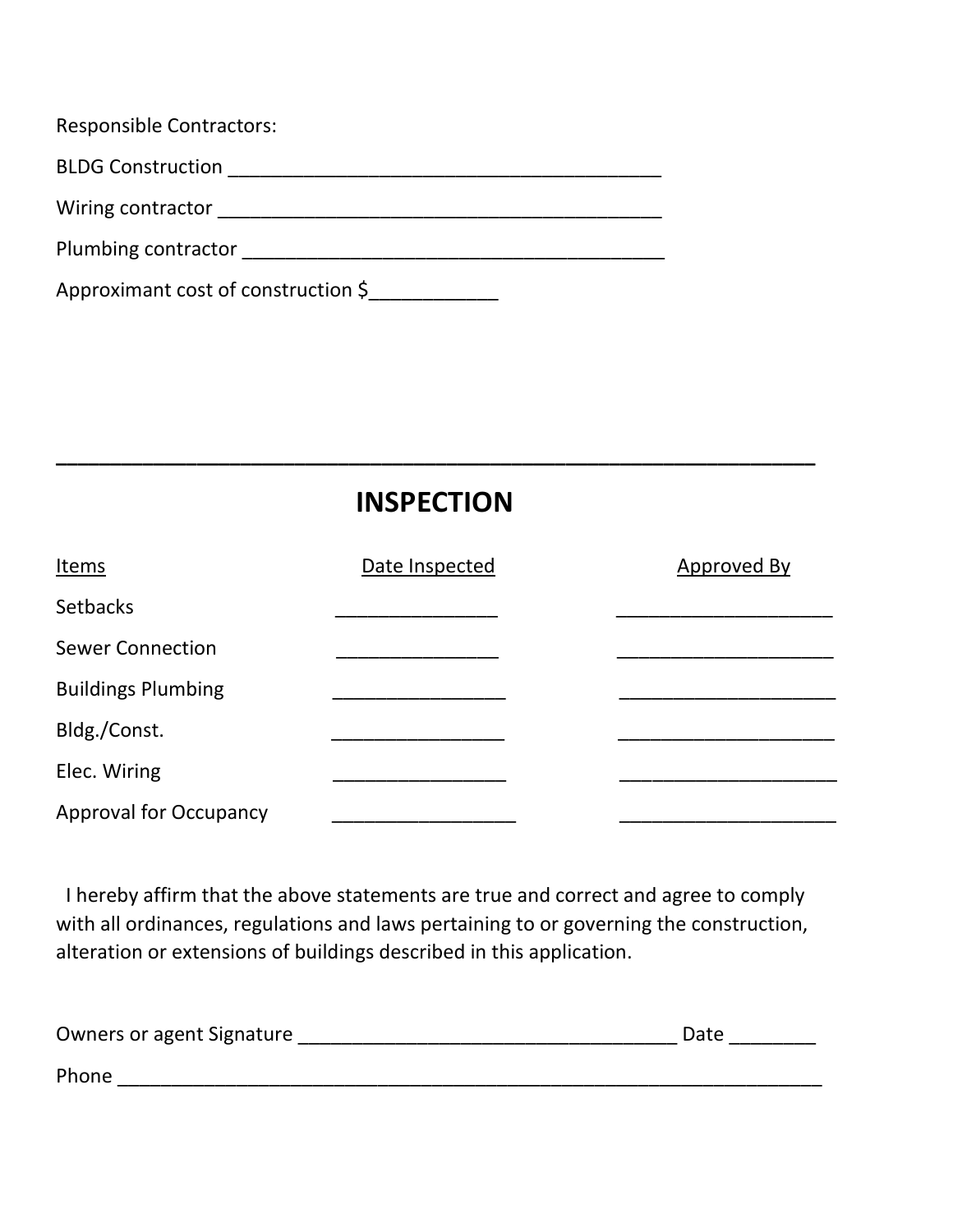Responsible Contractors:

BLDG Construction ________________________________________

Wiring contractor ________________________________________

Plumbing contractor ______________________________________

Approximant cost of construction $____________

---

## INSPECTION

| Items | Date Inspected | Approved By |
| --- | --- | --- |
| Setbacks | _______________ | ____________________ |
| Sewer Connection | _______________ | ____________________ |
| Buildings Plumbing | ________________ | ____________________ |
| Bldg./Const. | ________________ | ____________________ |
| Elec. Wiring | ________________ | ____________________ |
| Approval for Occupancy | _________________ | ____________________ |

I hereby affirm that the above statements are true and correct and agree to comply with all ordinances, regulations and laws pertaining to or governing the construction, alteration or extensions of buildings described in this application.

Owners or agent Signature ___________________________________ Date ________

Phone _________________________________________________________________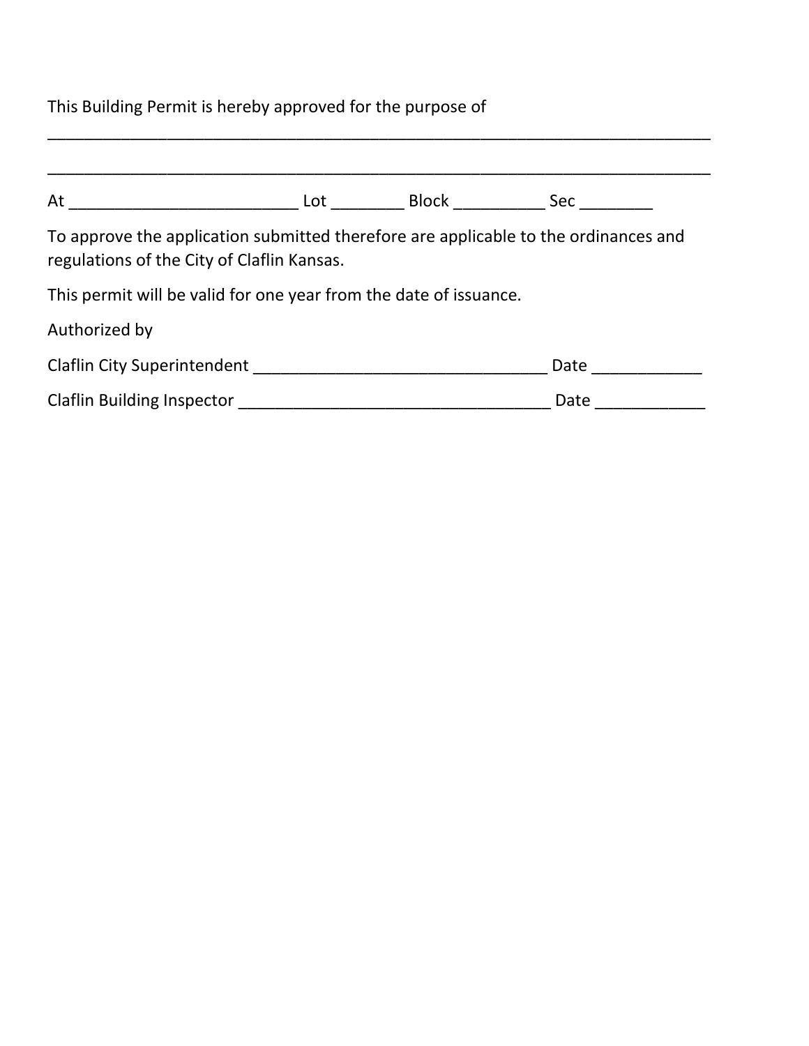This Building Permit is hereby approved for the purpose of

______________________________________________________________________________

______________________________________________________________________________

At __________________________ Lot ________ Block __________ Sec ________

To approve the application submitted therefore are applicable to the ordinances and regulations of the City of Claflin Kansas.

This permit will be valid for one year from the date of issuance.

Authorized by

Claflin City Superintendent _________________________________ Date ____________

Claflin Building Inspector ___________________________________ Date ____________